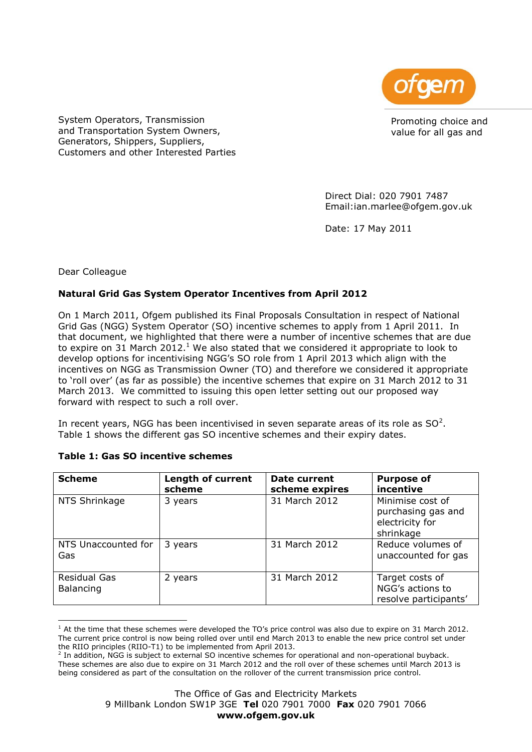System Operators, Transmission and Transportation System Owners, Generators, Shippers, Suppliers, Customers and other Interested Parties

Promoting choice and value for all gas and

Direct Dial: 020 7901 7487
Email:ian.marlee@ofgem.gov.uk

Date: 17 May 2011

Dear Colleague

**Natural Grid Gas System Operator Incentives from April 2012**

On 1 March 2011, Ofgem published its Final Proposals Consultation in respect of National Grid Gas (NGG) System Operator (SO) incentive schemes to apply from 1 April 2011. In that document, we highlighted that there were a number of incentive schemes that are due to expire on 31 March 2012.[1] We also stated that we considered it appropriate to look to develop options for incentivising NGG's SO role from 1 April 2013 which align with the incentives on NGG as Transmission Owner (TO) and therefore we considered it appropriate to 'roll over' (as far as possible) the incentive schemes that expire on 31 March 2012 to 31 March 2013. We committed to issuing this open letter setting out our proposed way forward with respect to such a roll over.

In recent years, NGG has been incentivised in seven separate areas of its role as SO[2]. Table 1 shows the different gas SO incentive schemes and their expiry dates.

**Table 1: Gas SO incentive schemes**

| Scheme | Length of current scheme | Date current scheme expires | Purpose of incentive |
|---|---|---|---|
| NTS Shrinkage | 3 years | 31 March 2012 | Minimise cost of purchasing gas and electricity for shrinkage |
| NTS Unaccounted for Gas | 3 years | 31 March 2012 | Reduce volumes of unaccounted for gas |
| Residual Gas Balancing | 2 years | 31 March 2012 | Target costs of NGG's actions to resolve participants' |

[1] At the time that these schemes were developed the TO's price control was also due to expire on 31 March 2012. The current price control is now being rolled over until end March 2013 to enable the new price control set under the RIIO principles (RIIO-T1) to be implemented from April 2013.

[2] In addition, NGG is subject to external SO incentive schemes for operational and non-operational buyback. These schemes are also due to expire on 31 March 2012 and the roll over of these schemes until March 2013 is being considered as part of the consultation on the rollover of the current transmission price control.

The Office of Gas and Electricity Markets
9 Millbank London SW1P 3GE **Tel** 020 7901 7000 **Fax** 020 7901 7066
**www.ofgem.gov.uk**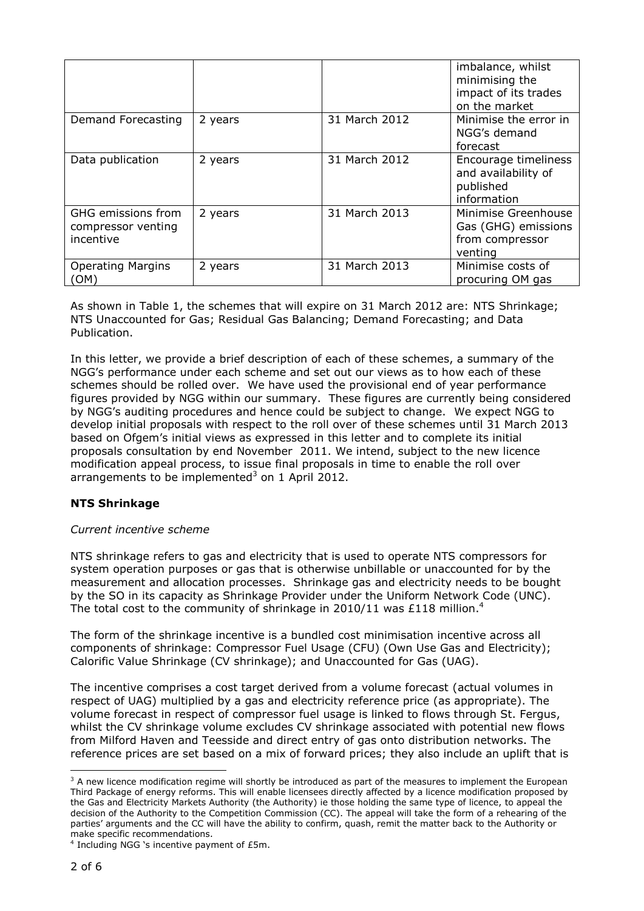| | | | |
|---|---|---|---|
| | | | imbalance, whilst minimising the impact of its trades on the market |
| Demand Forecasting | 2 years | 31 March 2012 | Minimise the error in NGG's demand forecast |
| Data publication | 2 years | 31 March 2012 | Encourage timeliness and availability of published information |
| GHG emissions from compressor venting incentive | 2 years | 31 March 2013 | Minimise Greenhouse Gas (GHG) emissions from compressor venting |
| Operating Margins (OM) | 2 years | 31 March 2013 | Minimise costs of procuring OM gas |

As shown in Table 1, the schemes that will expire on 31 March 2012 are: NTS Shrinkage; NTS Unaccounted for Gas; Residual Gas Balancing; Demand Forecasting; and Data Publication.

In this letter, we provide a brief description of each of these schemes, a summary of the NGG's performance under each scheme and set out our views as to how each of these schemes should be rolled over. We have used the provisional end of year performance figures provided by NGG within our summary. These figures are currently being considered by NGG's auditing procedures and hence could be subject to change. We expect NGG to develop initial proposals with respect to the roll over of these schemes until 31 March 2013 based on Ofgem's initial views as expressed in this letter and to complete its initial proposals consultation by end November 2011. We intend, subject to the new licence modification appeal process, to issue final proposals in time to enable the roll over arrangements to be implemented[3] on 1 April 2012.

### NTS Shrinkage

*Current incentive scheme*

NTS shrinkage refers to gas and electricity that is used to operate NTS compressors for system operation purposes or gas that is otherwise unbillable or unaccounted for by the measurement and allocation processes. Shrinkage gas and electricity needs to be bought by the SO in its capacity as Shrinkage Provider under the Uniform Network Code (UNC). The total cost to the community of shrinkage in 2010/11 was £118 million.[4]

The form of the shrinkage incentive is a bundled cost minimisation incentive across all components of shrinkage: Compressor Fuel Usage (CFU) (Own Use Gas and Electricity); Calorific Value Shrinkage (CV shrinkage); and Unaccounted for Gas (UAG).

The incentive comprises a cost target derived from a volume forecast (actual volumes in respect of UAG) multiplied by a gas and electricity reference price (as appropriate). The volume forecast in respect of compressor fuel usage is linked to flows through St. Fergus, whilst the CV shrinkage volume excludes CV shrinkage associated with potential new flows from Milford Haven and Teesside and direct entry of gas onto distribution networks. The reference prices are set based on a mix of forward prices; they also include an uplift that is

---

[3] A new licence modification regime will shortly be introduced as part of the measures to implement the European Third Package of energy reforms. This will enable licensees directly affected by a licence modification proposed by the Gas and Electricity Markets Authority (the Authority) ie those holding the same type of licence, to appeal the decision of the Authority to the Competition Commission (CC). The appeal will take the form of a rehearing of the parties' arguments and the CC will have the ability to confirm, quash, remit the matter back to the Authority or make specific recommendations.

[4] Including NGG 's incentive payment of £5m.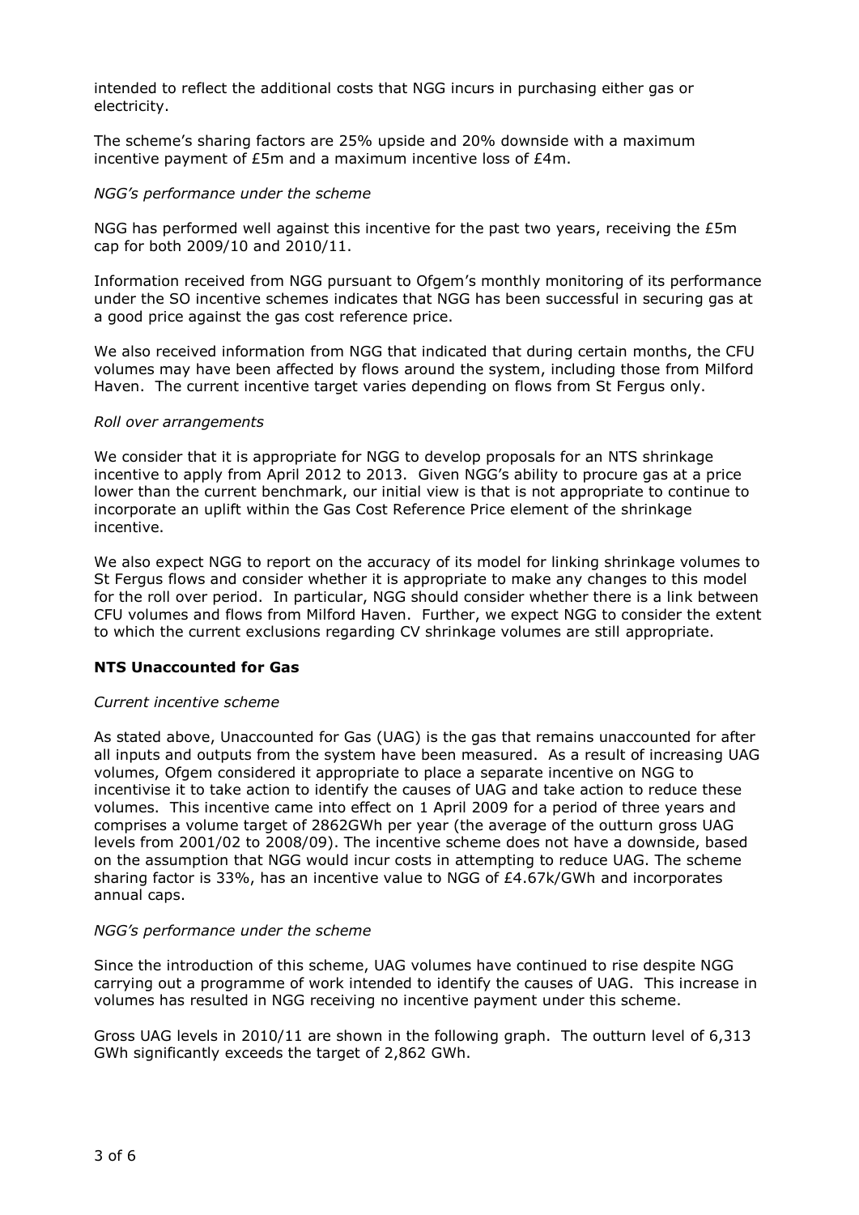intended to reflect the additional costs that NGG incurs in purchasing either gas or electricity.

The scheme's sharing factors are 25% upside and 20% downside with a maximum incentive payment of £5m and a maximum incentive loss of £4m.

*NGG's performance under the scheme*

NGG has performed well against this incentive for the past two years, receiving the £5m cap for both 2009/10 and 2010/11.

Information received from NGG pursuant to Ofgem's monthly monitoring of its performance under the SO incentive schemes indicates that NGG has been successful in securing gas at a good price against the gas cost reference price.

We also received information from NGG that indicated that during certain months, the CFU volumes may have been affected by flows around the system, including those from Milford Haven. The current incentive target varies depending on flows from St Fergus only.

*Roll over arrangements*

We consider that it is appropriate for NGG to develop proposals for an NTS shrinkage incentive to apply from April 2012 to 2013. Given NGG's ability to procure gas at a price lower than the current benchmark, our initial view is that is not appropriate to continue to incorporate an uplift within the Gas Cost Reference Price element of the shrinkage incentive.

We also expect NGG to report on the accuracy of its model for linking shrinkage volumes to St Fergus flows and consider whether it is appropriate to make any changes to this model for the roll over period. In particular, NGG should consider whether there is a link between CFU volumes and flows from Milford Haven. Further, we expect NGG to consider the extent to which the current exclusions regarding CV shrinkage volumes are still appropriate.

**NTS Unaccounted for Gas**

*Current incentive scheme*

As stated above, Unaccounted for Gas (UAG) is the gas that remains unaccounted for after all inputs and outputs from the system have been measured. As a result of increasing UAG volumes, Ofgem considered it appropriate to place a separate incentive on NGG to incentivise it to take action to identify the causes of UAG and take action to reduce these volumes. This incentive came into effect on 1 April 2009 for a period of three years and comprises a volume target of 2862GWh per year (the average of the outturn gross UAG levels from 2001/02 to 2008/09). The incentive scheme does not have a downside, based on the assumption that NGG would incur costs in attempting to reduce UAG. The scheme sharing factor is 33%, has an incentive value to NGG of £4.67k/GWh and incorporates annual caps.

*NGG's performance under the scheme*

Since the introduction of this scheme, UAG volumes have continued to rise despite NGG carrying out a programme of work intended to identify the causes of UAG. This increase in volumes has resulted in NGG receiving no incentive payment under this scheme.

Gross UAG levels in 2010/11 are shown in the following graph. The outturn level of 6,313 GWh significantly exceeds the target of 2,862 GWh.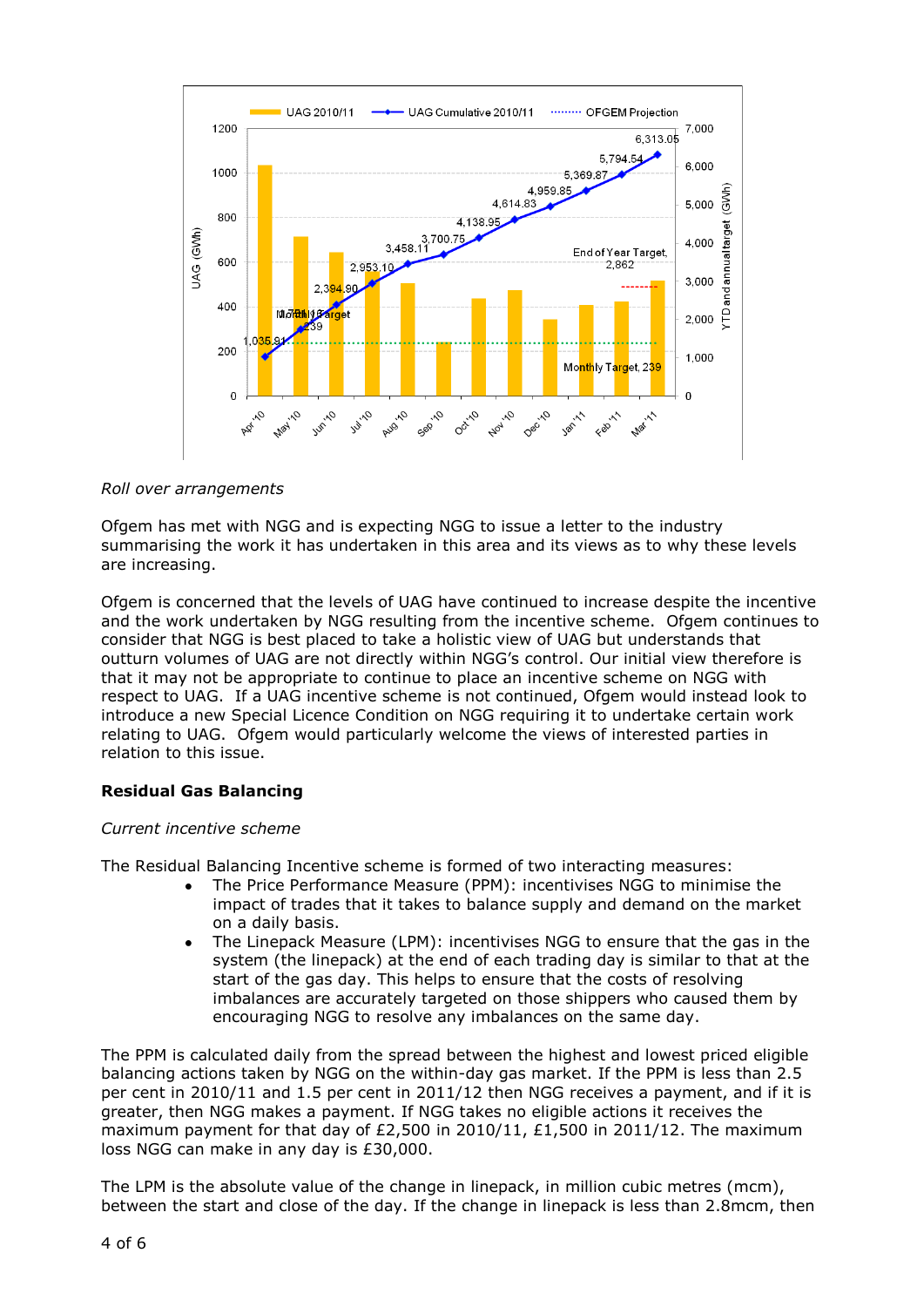*Roll over arrangements*

Ofgem has met with NGG and is expecting NGG to issue a letter to the industry summarising the work it has undertaken in this area and its views as to why these levels are increasing.

Ofgem is concerned that the levels of UAG have continued to increase despite the incentive and the work undertaken by NGG resulting from the incentive scheme. Ofgem continues to consider that NGG is best placed to take a holistic view of UAG but understands that outturn volumes of UAG are not directly within NGG's control. Our initial view therefore is that it may not be appropriate to continue to place an incentive scheme on NGG with respect to UAG. If a UAG incentive scheme is not continued, Ofgem would instead look to introduce a new Special Licence Condition on NGG requiring it to undertake certain work relating to UAG. Ofgem would particularly welcome the views of interested parties in relation to this issue.

**Residual Gas Balancing**

*Current incentive scheme*

The Residual Balancing Incentive scheme is formed of two interacting measures:

- The Price Performance Measure (PPM): incentivises NGG to minimise the impact of trades that it takes to balance supply and demand on the market on a daily basis.
- The Linepack Measure (LPM): incentivises NGG to ensure that the gas in the system (the linepack) at the end of each trading day is similar to that at the start of the gas day. This helps to ensure that the costs of resolving imbalances are accurately targeted on those shippers who caused them by encouraging NGG to resolve any imbalances on the same day.

The PPM is calculated daily from the spread between the highest and lowest priced eligible balancing actions taken by NGG on the within-day gas market. If the PPM is less than 2.5 per cent in 2010/11 and 1.5 per cent in 2011/12 then NGG receives a payment, and if it is greater, then NGG makes a payment. If NGG takes no eligible actions it receives the maximum payment for that day of £2,500 in 2010/11, £1,500 in 2011/12. The maximum loss NGG can make in any day is £30,000.

The LPM is the absolute value of the change in linepack, in million cubic metres (mcm), between the start and close of the day. If the change in linepack is less than 2.8mcm, then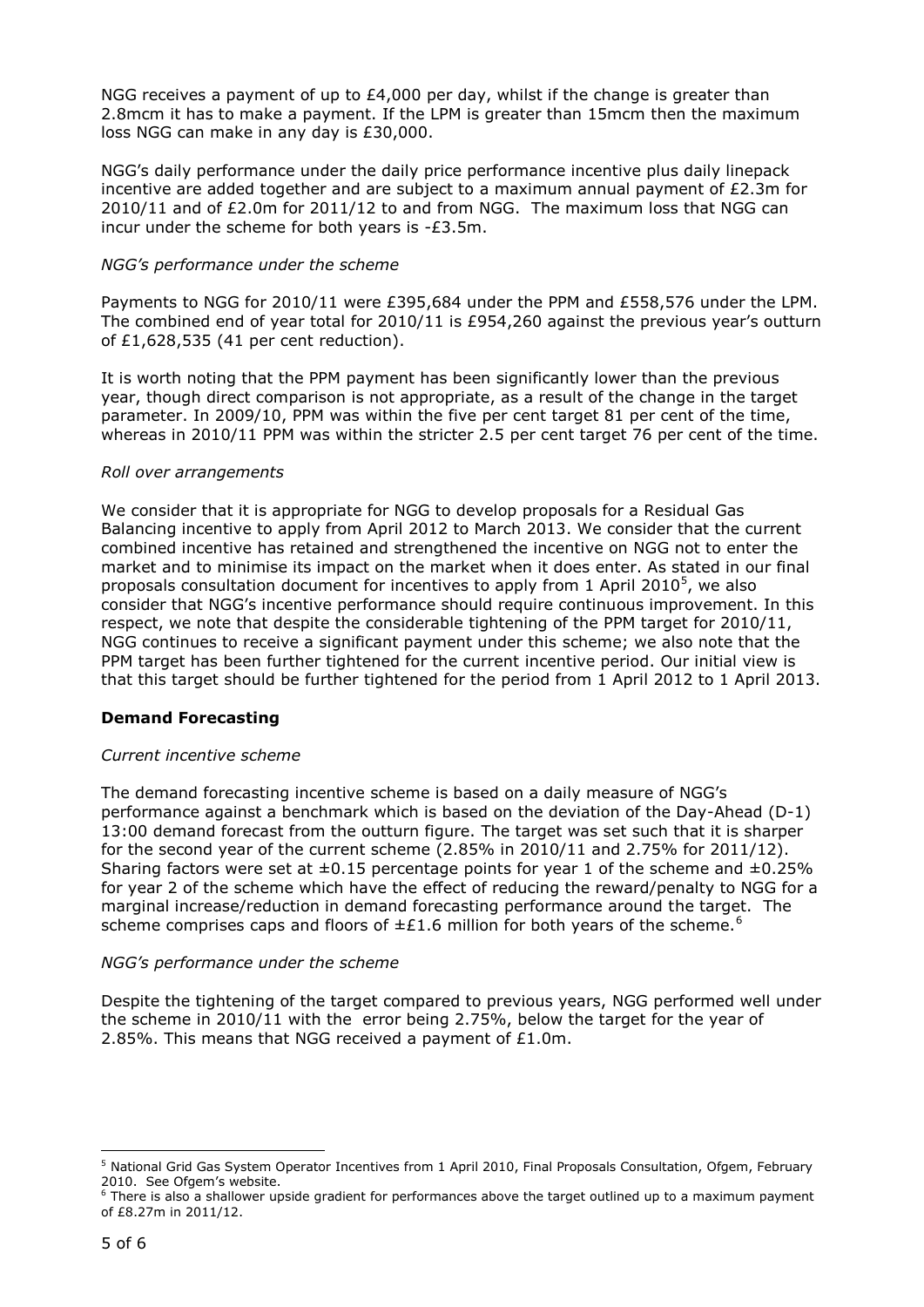NGG receives a payment of up to £4,000 per day, whilst if the change is greater than 2.8mcm it has to make a payment. If the LPM is greater than 15mcm then the maximum loss NGG can make in any day is £30,000.

NGG's daily performance under the daily price performance incentive plus daily linepack incentive are added together and are subject to a maximum annual payment of £2.3m for 2010/11 and of £2.0m for 2011/12 to and from NGG. The maximum loss that NGG can incur under the scheme for both years is -£3.5m.

*NGG's performance under the scheme*

Payments to NGG for 2010/11 were £395,684 under the PPM and £558,576 under the LPM. The combined end of year total for 2010/11 is £954,260 against the previous year's outturn of £1,628,535 (41 per cent reduction).

It is worth noting that the PPM payment has been significantly lower than the previous year, though direct comparison is not appropriate, as a result of the change in the target parameter. In 2009/10, PPM was within the five per cent target 81 per cent of the time, whereas in 2010/11 PPM was within the stricter 2.5 per cent target 76 per cent of the time.

*Roll over arrangements*

We consider that it is appropriate for NGG to develop proposals for a Residual Gas Balancing incentive to apply from April 2012 to March 2013. We consider that the current combined incentive has retained and strengthened the incentive on NGG not to enter the market and to minimise its impact on the market when it does enter. As stated in our final proposals consultation document for incentives to apply from 1 April 2010[5], we also consider that NGG's incentive performance should require continuous improvement. In this respect, we note that despite the considerable tightening of the PPM target for 2010/11, NGG continues to receive a significant payment under this scheme; we also note that the PPM target has been further tightened for the current incentive period. Our initial view is that this target should be further tightened for the period from 1 April 2012 to 1 April 2013.

**Demand Forecasting**

*Current incentive scheme*

The demand forecasting incentive scheme is based on a daily measure of NGG's performance against a benchmark which is based on the deviation of the Day-Ahead (D-1) 13:00 demand forecast from the outturn figure. The target was set such that it is sharper for the second year of the current scheme (2.85% in 2010/11 and 2.75% for 2011/12). Sharing factors were set at ±0.15 percentage points for year 1 of the scheme and ±0.25% for year 2 of the scheme which have the effect of reducing the reward/penalty to NGG for a marginal increase/reduction in demand forecasting performance around the target. The scheme comprises caps and floors of ±£1.6 million for both years of the scheme.[6]

*NGG's performance under the scheme*

Despite the tightening of the target compared to previous years, NGG performed well under the scheme in 2010/11 with the error being 2.75%, below the target for the year of 2.85%. This means that NGG received a payment of £1.0m.

[5] National Grid Gas System Operator Incentives from 1 April 2010, Final Proposals Consultation, Ofgem, February 2010. See Ofgem's website.

[6] There is also a shallower upside gradient for performances above the target outlined up to a maximum payment of £8.27m in 2011/12.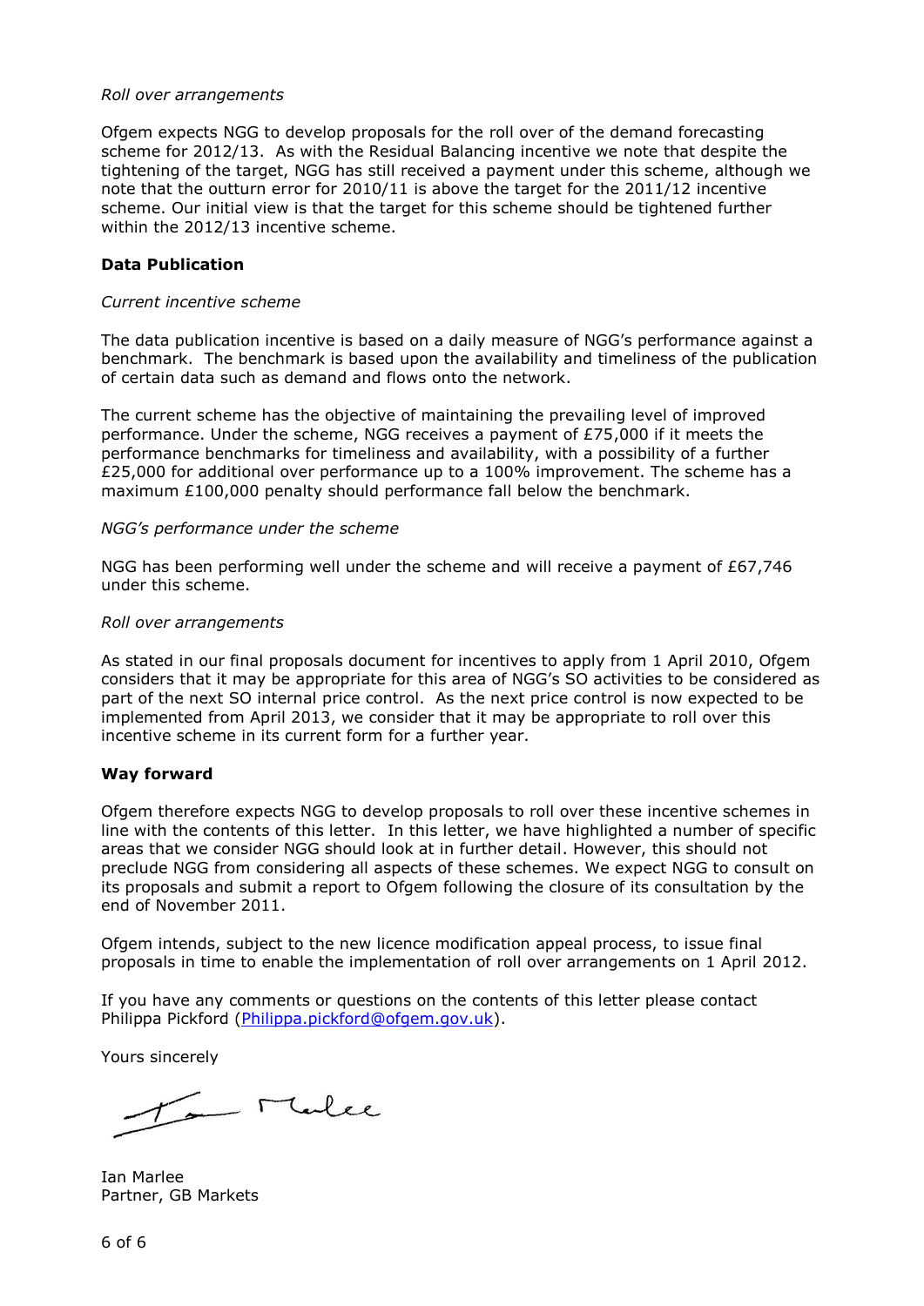*Roll over arrangements*

Ofgem expects NGG to develop proposals for the roll over of the demand forecasting scheme for 2012/13. As with the Residual Balancing incentive we note that despite the tightening of the target, NGG has still received a payment under this scheme, although we note that the outturn error for 2010/11 is above the target for the 2011/12 incentive scheme. Our initial view is that the target for this scheme should be tightened further within the 2012/13 incentive scheme.

**Data Publication**

*Current incentive scheme*

The data publication incentive is based on a daily measure of NGG's performance against a benchmark. The benchmark is based upon the availability and timeliness of the publication of certain data such as demand and flows onto the network.

The current scheme has the objective of maintaining the prevailing level of improved performance. Under the scheme, NGG receives a payment of £75,000 if it meets the performance benchmarks for timeliness and availability, with a possibility of a further £25,000 for additional over performance up to a 100% improvement. The scheme has a maximum £100,000 penalty should performance fall below the benchmark.

*NGG's performance under the scheme*

NGG has been performing well under the scheme and will receive a payment of £67,746 under this scheme.

*Roll over arrangements*

As stated in our final proposals document for incentives to apply from 1 April 2010, Ofgem considers that it may be appropriate for this area of NGG's SO activities to be considered as part of the next SO internal price control. As the next price control is now expected to be implemented from April 2013, we consider that it may be appropriate to roll over this incentive scheme in its current form for a further year.

**Way forward**

Ofgem therefore expects NGG to develop proposals to roll over these incentive schemes in line with the contents of this letter. In this letter, we have highlighted a number of specific areas that we consider NGG should look at in further detail. However, this should not preclude NGG from considering all aspects of these schemes. We expect NGG to consult on its proposals and submit a report to Ofgem following the closure of its consultation by the end of November 2011.

Ofgem intends, subject to the new licence modification appeal process, to issue final proposals in time to enable the implementation of roll over arrangements on 1 April 2012.

If you have any comments or questions on the contents of this letter please contact Philippa Pickford (Philippa.pickford@ofgem.gov.uk).

Yours sincerely

Ian Marlee
Partner, GB Markets